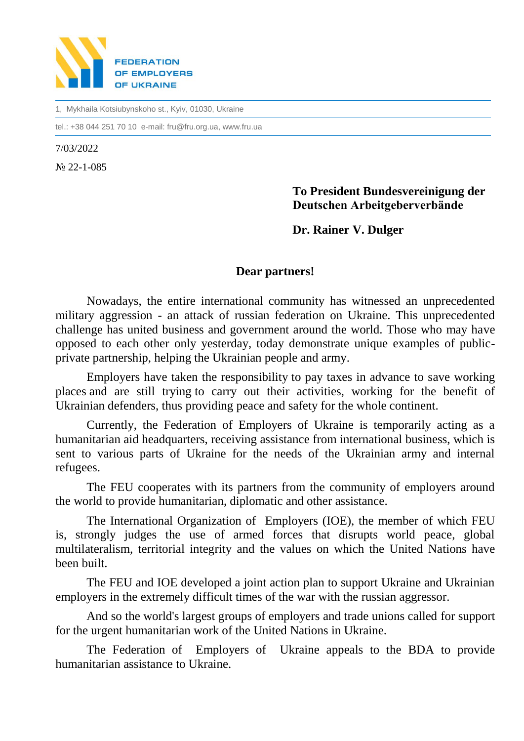**FEDERATION OF EMPLOYERS OF UKRAINE**

1, Mykhaila Kotsiubynskoho st., Kyiv, 01030, Ukraine

tel.: +38 044 251 70 10 e-mail: fru@fru.org.ua, www.fru.ua

7/03/2022

№ 22-1-085

**To President Bundesvereinigung der Deutschen Arbeitgeberverbände**

**Dr. Rainer V. Dulger**

**Dear partners!**

Nowadays, the entire international community has witnessed an unprecedented military aggression - an attack of russian federation on Ukraine. This unprecedented challenge has united business and government around the world. Those who may have opposed to each other only yesterday, today demonstrate unique examples of public-private partnership, helping the Ukrainian people and army.

Employers have taken the responsibility to pay taxes in advance to save working places and are still trying to carry out their activities, working for the benefit of Ukrainian defenders, thus providing peace and safety for the whole continent.

Currently, the Federation of Employers of Ukraine is temporarily acting as a humanitarian aid headquarters, receiving assistance from international business, which is sent to various parts of Ukraine for the needs of the Ukrainian army and internal refugees.

The FEU cooperates with its partners from the community of employers around the world to provide humanitarian, diplomatic and other assistance.

The International Organization of Employers (IOE), the member of which FEU is, strongly judges the use of armed forces that disrupts world peace, global multilateralism, territorial integrity and the values on which the United Nations have been built.

The FEU and IOE developed a joint action plan to support Ukraine and Ukrainian employers in the extremely difficult times of the war with the russian aggressor.

And so the world's largest groups of employers and trade unions called for support for the urgent humanitarian work of the United Nations in Ukraine.

The Federation of Employers of Ukraine appeals to the BDA to provide humanitarian assistance to Ukraine.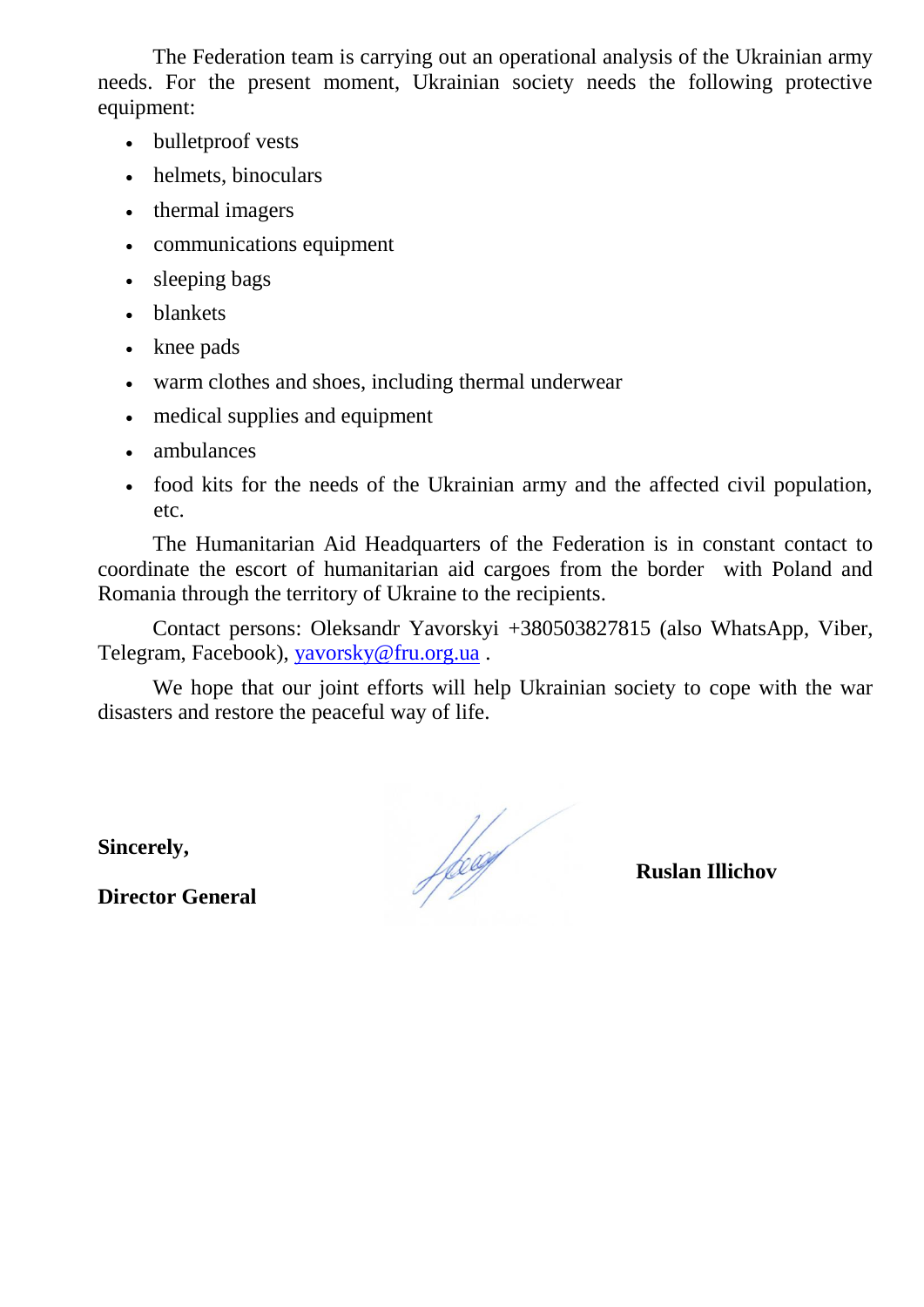The Federation team is carrying out an operational analysis of the Ukrainian army needs. For the present moment, Ukrainian society needs the following protective equipment:

- bulletproof vests
- helmets, binoculars
- thermal imagers
- communications equipment
- sleeping bags
- blankets
- knee pads
- warm clothes and shoes, including thermal underwear
- medical supplies and equipment
- ambulances
- food kits for the needs of the Ukrainian army and the affected civil population, etc.

The Humanitarian Aid Headquarters of the Federation is in constant contact to coordinate the escort of humanitarian aid cargoes from the border with Poland and Romania through the territory of Ukraine to the recipients.

Contact persons: Oleksandr Yavorskyi +380503827815 (also WhatsApp, Viber, Telegram, Facebook), yavorsky@fru.org.ua .

We hope that our joint efforts will help Ukrainian society to cope with the war disasters and restore the peaceful way of life.

**Sincerely,**

**Director General** **Ruslan Illichov**